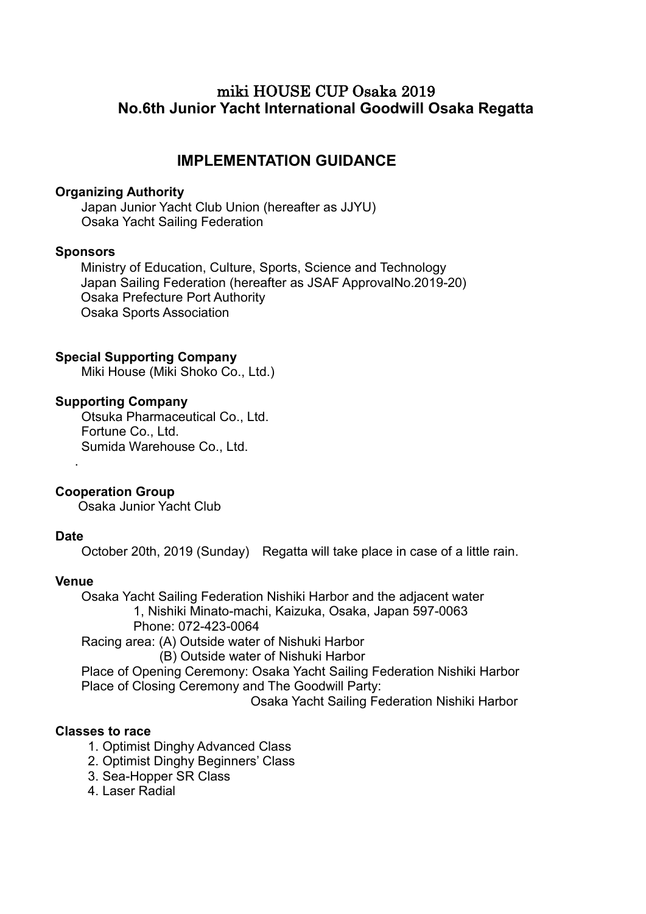# miki HOUSE CUP Osaka 2019
# No.6th Junior Yacht International Goodwill Osaka Regatta

## IMPLEMENTATION GUIDANCE

**Organizing Authority**

Japan Junior Yacht Club Union (hereafter as JJYU)
Osaka Yacht Sailing Federation

**Sponsors**

Ministry of Education, Culture, Sports, Science and Technology
Japan Sailing Federation (hereafter as JSAF ApprovalNo.2019-20)
Osaka Prefecture Port Authority
Osaka Sports Association

**Special Supporting Company**

Miki House (Miki Shoko Co., Ltd.)

**Supporting Company**

Otsuka Pharmaceutical Co., Ltd.
Fortune Co., Ltd.
Sumida Warehouse Co., Ltd.
.

**Cooperation Group**

Osaka Junior Yacht Club

**Date**

October 20th, 2019 (Sunday)　Regatta will take place in case of a little rain.

**Venue**

Osaka Yacht Sailing Federation Nishiki Harbor and the adjacent water
1, Nishiki Minato-machi, Kaizuka, Osaka, Japan 597-0063
Phone: 072-423-0064
Racing area: (A) Outside water of Nishuki Harbor
(B) Outside water of Nishuki Harbor
Place of Opening Ceremony: Osaka Yacht Sailing Federation Nishiki Harbor
Place of Closing Ceremony and The Goodwill Party:
Osaka Yacht Sailing Federation Nishiki Harbor

**Classes to race**

1. Optimist Dinghy Advanced Class
2. Optimist Dinghy Beginners' Class
3. Sea-Hopper SR Class
4. Laser Radial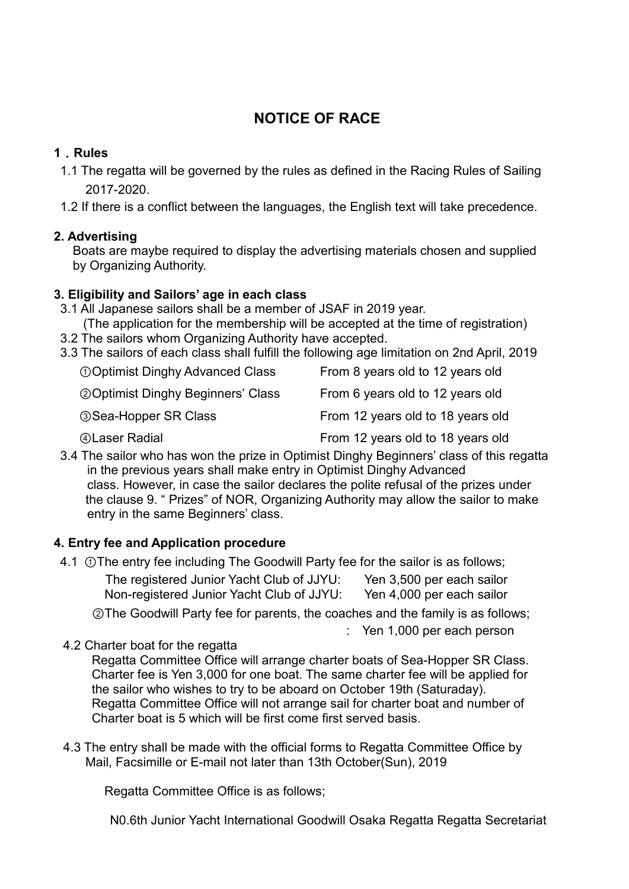# NOTICE OF RACE

## 1．Rules

1.1 The regatta will be governed by the rules as defined in the Racing Rules of Sailing 2017-2020.

1.2 If there is a conflict between the languages, the English text will take precedence.

## 2. Advertising

Boats are maybe required to display the advertising materials chosen and supplied by Organizing Authority.

## 3. Eligibility and Sailors' age in each class

3.1 All Japanese sailors shall be a member of JSAF in 2019 year.
(The application for the membership will be accepted at the time of registration)

3.2 The sailors whom Organizing Authority have accepted.

3.3 The sailors of each class shall fulfill the following age limitation on 2nd April, 2019

| | |
|---|---|
| ①Optimist Dinghy Advanced Class | From 8 years old to 12 years old |
| ②Optimist Dinghy Beginners' Class | From 6 years old to 12 years old |
| ③Sea-Hopper SR Class | From 12 years old to 18 years old |
| ④Laser Radial | From 12 years old to 18 years old |

3.4 The sailor who has won the prize in Optimist Dinghy Beginners' class of this regatta in the previous years shall make entry in Optimist Dinghy Advanced class. However, in case the sailor declares the polite refusal of the prizes under the clause 9. " Prizes" of NOR, Organizing Authority may allow the sailor to make entry in the same Beginners' class.

## 4. Entry fee and Application procedure

4.1 ①The entry fee including The Goodwill Party fee for the sailor is as follows;

| | |
|---|---|
| The registered Junior Yacht Club of JJYU: | Yen 3,500 per each sailor |
| Non-registered Junior Yacht Club of JJYU: | Yen 4,000 per each sailor |

②The Goodwill Party fee for parents, the coaches and the family is as follows;
: Yen 1,000 per each person

4.2 Charter boat for the regatta

Regatta Committee Office will arrange charter boats of Sea-Hopper SR Class. Charter fee is Yen 3,000 for one boat. The same charter fee will be applied for the sailor who wishes to try to be aboard on October 19th (Saturaday). Regatta Committee Office will not arrange sail for charter boat and number of Charter boat is 5 which will be first come first served basis.

4.3 The entry shall be made with the official forms to Regatta Committee Office by Mail, Facsimille or E-mail not later than 13th October(Sun), 2019

Regatta Committee Office is as follows;

N0.6th Junior Yacht International Goodwill Osaka Regatta Regatta Secretariat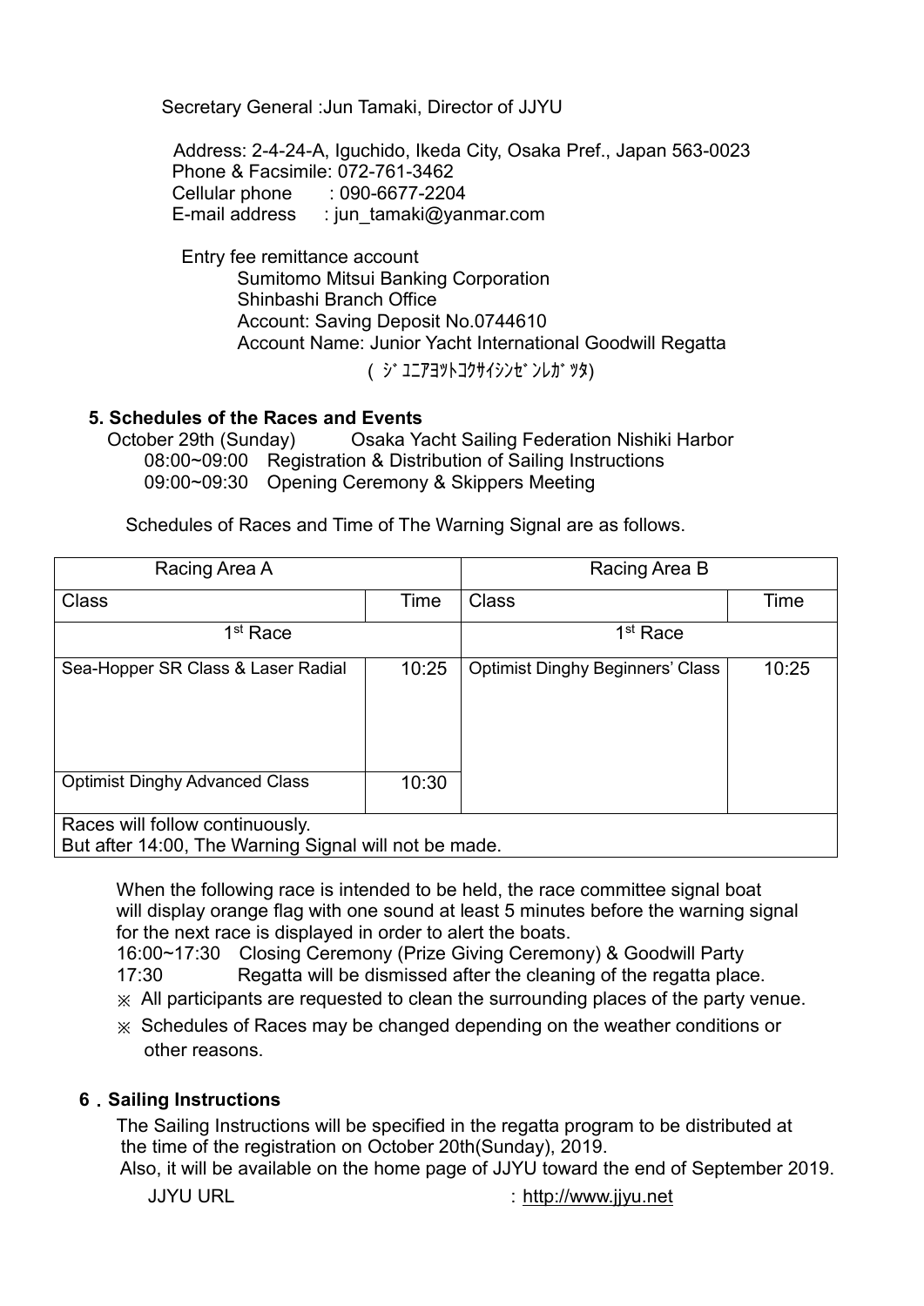Secretary General :Jun Tamaki, Director of JJYU

Address: 2-4-24-A, Iguchido, Ikeda City, Osaka Pref., Japan 563-0023
Phone & Facsimile: 072-761-3462
Cellular phone : 090-6677-2204
E-mail address : jun_tamaki@yanmar.com

Entry fee remittance account
Sumitomo Mitsui Banking Corporation
Shinbasi Branch Office
Account: Saving Deposit No.0744610
Account Name: Junior Yacht International Goodwill Regatta
( ｼﾞｭﾆｱﾖｯﾄｺｸｻｲｼﾝｾﾞﾝﾚｶﾞｯﾀ)

### 5. Schedules of the Races and Events

October 29th (Sunday) Osaka Yacht Sailing Federation Nishiki Harbor
08:00~09:00 Registration & Distribution of Sailing Instructions
09:00~09:30 Opening Ceremony & Skippers Meeting

Schedules of Races and Time of The Warning Signal are as follows.

| Racing Area A | | Racing Area B | |
|---|---|---|---|
| Class | Time | Class | Time |
| 1st Race | | 1st Race | |
| Sea-Hopper SR Class & Laser Radial | 10:25 | Optimist Dinghy Beginners' Class | 10:25 |
| Optimist Dinghy Advanced Class | 10:30 | | |
| Races will follow continuously. But after 14:00, The Warning Signal will not be made. | | | |

When the following race is intended to be held, the race committee signal boat will display orange flag with one sound at least 5 minutes before the warning signal for the next race is displayed in order to alert the boats.
16:00~17:30 Closing Ceremony (Prize Giving Ceremony) & Goodwill Party
17:30 Regatta will be dismissed after the cleaning of the regatta place.
※ All participants are requested to clean the surrounding places of the party venue.
※ Schedules of Races may be changed depending on the weather conditions or other reasons.

### 6．Sailing Instructions

The Sailing Instructions will be specified in the regatta program to be distributed at the time of the registration on October 20th(Sunday), 2019.
Also, it will be available on the home page of JJYU toward the end of September 2019.
JJYU URL : http://www.jjyu.net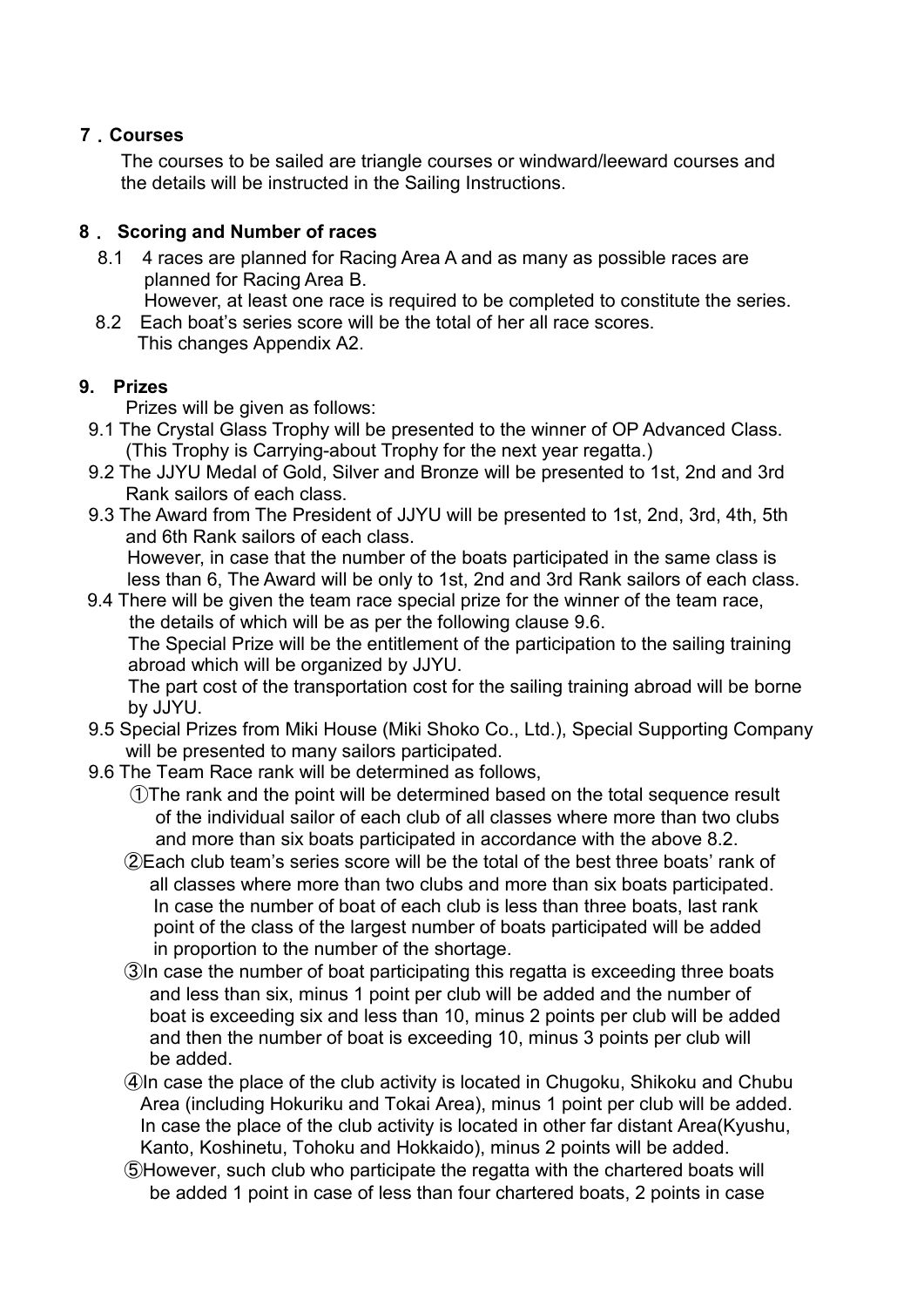## ７．Courses

The courses to be sailed are triangle courses or windward/leeward courses and the details will be instructed in the Sailing Instructions.

## ８． Scoring and Number of races

8.1 4 races are planned for Racing Area A and as many as possible races are planned for Racing Area B.
However, at least one race is required to be completed to constitute the series.

8.2 Each boat's series score will be the total of her all race scores.
This changes Appendix A2.

## 9. Prizes

Prizes will be given as follows:

9.1 The Crystal Glass Trophy will be presented to the winner of OP Advanced Class. (This Trophy is Carrying-about Trophy for the next year regatta.)

9.2 The JJYU Medal of Gold, Silver and Bronze will be presented to 1st, 2nd and 3rd Rank sailors of each class.

9.3 The Award from The President of JJYU will be presented to 1st, 2nd, 3rd, 4th, 5th and 6th Rank sailors of each class.
However, in case that the number of the boats participated in the same class is less than 6, The Award will be only to 1st, 2nd and 3rd Rank sailors of each class.

9.4 There will be given the team race special prize for the winner of the team race, the details of which will be as per the following clause 9.6.
The Special Prize will be the entitlement of the participation to the sailing training abroad which will be organized by JJYU.
The part cost of the transportation cost for the sailing training abroad will be borne by JJYU.

9.5 Special Prizes from Miki House (Miki Shoko Co., Ltd.), Special Supporting Company will be presented to many sailors participated.

9.6 The Team Race rank will be determined as follows,

①The rank and the point will be determined based on the total sequence result of the individual sailor of each club of all classes where more than two clubs and more than six boats participated in accordance with the above 8.2.

②Each club team's series score will be the total of the best three boats' rank of all classes where more than two clubs and more than six boats participated. In case the number of boat of each club is less than three boats, last rank point of the class of the largest number of boats participated will be added in proportion to the number of the shortage.

③In case the number of boat participating this regatta is exceeding three boats and less than six, minus 1 point per club will be added and the number of boat is exceeding six and less than 10, minus 2 points per club will be added and then the number of boat is exceeding 10, minus 3 points per club will be added.

④In case the place of the club activity is located in Chugoku, Shikoku and Chubu Area (including Hokuriku and Tokai Area), minus 1 point per club will be added. In case the place of the club activity is located in other far distant Area(Kyushu, Kanto, Koshinetu, Tohoku and Hokkaido), minus 2 points will be added.

⑤However, such club who participate the regatta with the chartered boats will be added 1 point in case of less than four chartered boats, 2 points in case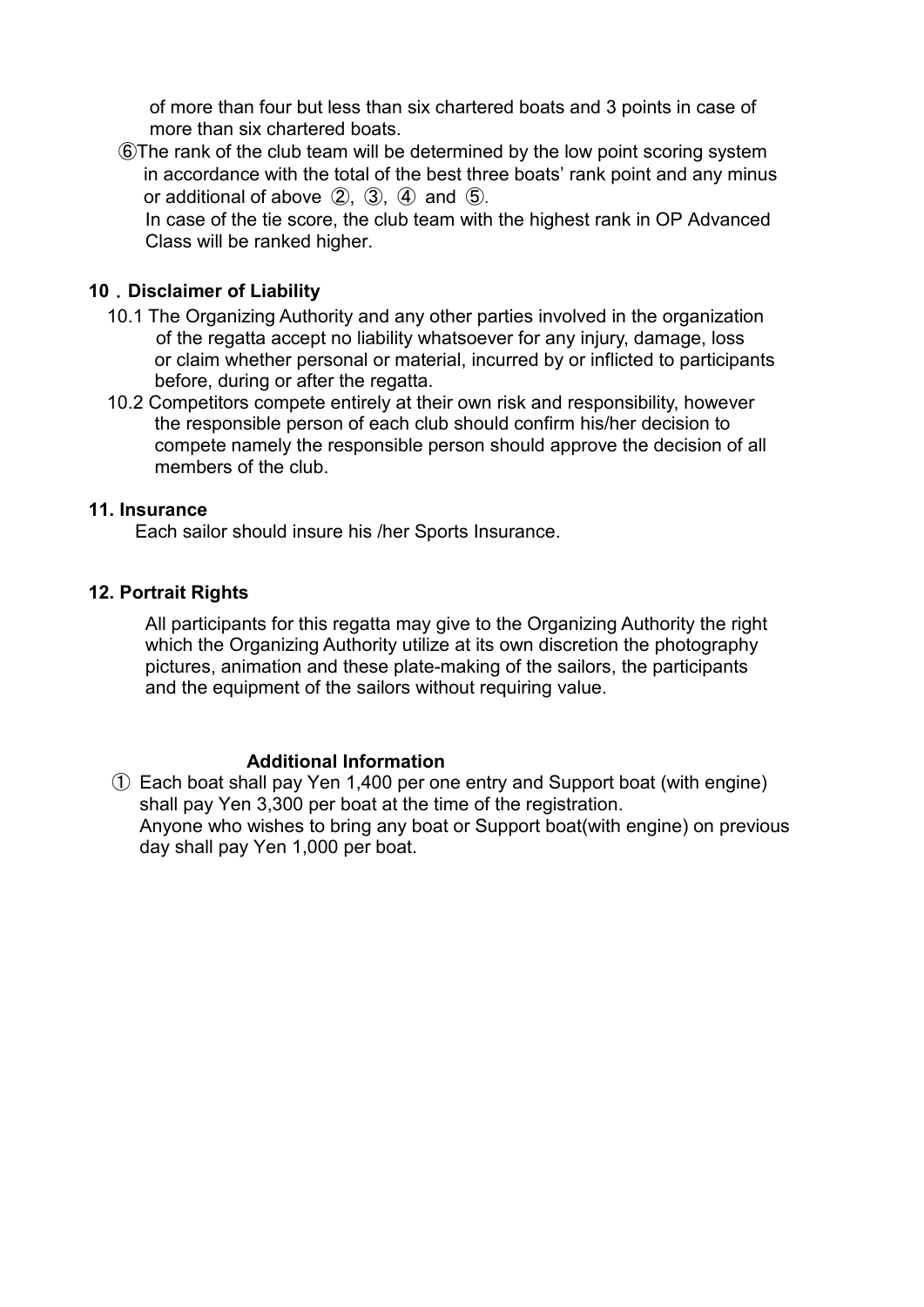of more than four but less than six chartered boats and 3 points in case of more than six chartered boats.

⑥The rank of the club team will be determined by the low point scoring system in accordance with the total of the best three boats' rank point and any minus or additional of above ②, ③, ④ and ⑤.
In case of the tie score, the club team with the highest rank in OP Advanced Class will be ranked higher.

## 10．Disclaimer of Liability

10.1 The Organizing Authority and any other parties involved in the organization of the regatta accept no liability whatsoever for any injury, damage, loss or claim whether personal or material, incurred by or inflicted to participants before, during or after the regatta.

10.2 Competitors compete entirely at their own risk and responsibility, however the responsible person of each club should confirm his/her decision to compete namely the responsible person should approve the decision of all members of the club.

## 11. Insurance

Each sailor should insure his /her Sports Insurance.

## 12. Portrait Rights

All participants for this regatta may give to the Organizing Authority the right which the Organizing Authority utilize at its own discretion the photography pictures, animation and these plate-making of the sailors, the participants and the equipment of the sailors without requiring value.

## Additional Information

① Each boat shall pay Yen 1,400 per one entry and Support boat (with engine) shall pay Yen 3,300 per boat at the time of the registration.
Anyone who wishes to bring any boat or Support boat(with engine) on previous day shall pay Yen 1,000 per boat.